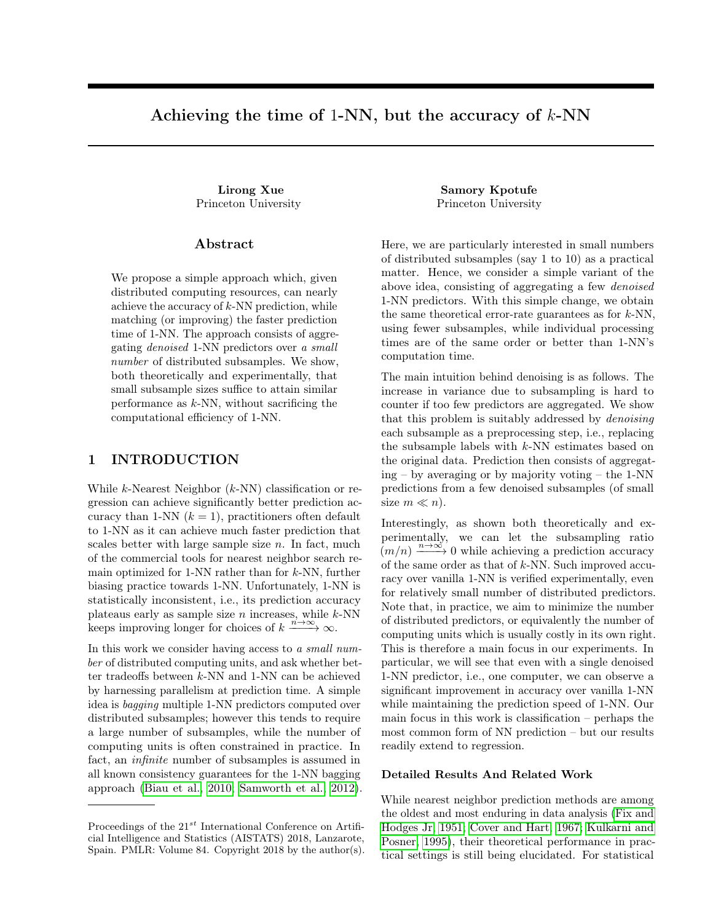# Achieving the time of 1-NN, but the accuracy of $k$-NN

**Lirong Xue**
Princeton University

**Samory Kpotufe**
Princeton University

## Abstract

We propose a simple approach which, given distributed computing resources, can nearly achieve the accuracy of $k$-NN prediction, while matching (or improving) the faster prediction time of 1-NN. The approach consists of aggregating *denoised* 1-NN predictors over *a small number* of distributed subsamples. We show, both theoretically and experimentally, that small subsample sizes suffice to attain similar performance as $k$-NN, without sacrificing the computational efficiency of 1-NN.

## 1 INTRODUCTION

While $k$-Nearest Neighbor ($k$-NN) classification or regression can achieve significantly better prediction accuracy than 1-NN ($k = 1$), practitioners often default to 1-NN as it can achieve much faster prediction that scales better with large sample size $n$. In fact, much of the commercial tools for nearest neighbor search remain optimized for 1-NN rather than for $k$-NN, further biasing practice towards 1-NN. Unfortunately, 1-NN is statistically inconsistent, i.e., its prediction accuracy plateaus early as sample size $n$ increases, while $k$-NN keeps improving longer for choices of $k \xrightarrow{n\to\infty} \infty$.

In this work we consider having access to *a small number* of distributed computing units, and ask whether better tradeoffs between $k$-NN and 1-NN can be achieved by harnessing parallelism at prediction time. A simple idea is *bagging* multiple 1-NN predictors computed over distributed subsamples; however this tends to require a large number of subsamples, while the number of computing units is often constrained in practice. In fact, an *infinite* number of subsamples is assumed in all known consistency guarantees for the 1-NN bagging approach (Biau et al., 2010; Samworth et al., 2012).

Here, we are particularly interested in small numbers of distributed subsamples (say 1 to 10) as a practical matter. Hence, we consider a simple variant of the above idea, consisting of aggregating a few *denoised* 1-NN predictors. With this simple change, we obtain the same theoretical error-rate guarantees as for $k$-NN, using fewer subsamples, while individual processing times are of the same order or better than 1-NN's computation time.

The main intuition behind denoising is as follows. The increase in variance due to subsampling is hard to counter if too few predictors are aggregated. We show that this problem is suitably addressed by *denoising* each subsample as a preprocessing step, i.e., replacing the subsample labels with $k$-NN estimates based on the original data. Prediction then consists of aggregating – by averaging or by majority voting – the 1-NN predictions from a few denoised subsamples (of small size $m \ll n$).

Interestingly, as shown both theoretically and experimentally, we can let the subsampling ratio $(m/n) \xrightarrow{n\to\infty} 0$ while achieving a prediction accuracy of the same order as that of $k$-NN. Such improved accuracy over vanilla 1-NN is verified experimentally, even for relatively small number of distributed predictors. Note that, in practice, we aim to minimize the number of distributed predictors, or equivalently the number of computing units which is usually costly in its own right. This is therefore a main focus in our experiments. In particular, we will see that even with a single denoised 1-NN predictor, i.e., one computer, we can observe a significant improvement in accuracy over vanilla 1-NN while maintaining the prediction speed of 1-NN. Our main focus in this work is classification – perhaps the most common form of NN prediction – but our results readily extend to regression.

### Detailed Results And Related Work

While nearest neighbor prediction methods are among the oldest and most enduring in data analysis (Fix and Hodges Jr, 1951; Cover and Hart, 1967; Kulkarni and Posner, 1995), their theoretical performance in practical settings is still being elucidated. For statistical

Proceedings of the 21[st] International Conference on Artificial Intelligence and Statistics (AISTATS) 2018, Lanzarote, Spain. PMLR: Volume 84. Copyright 2018 by the author(s).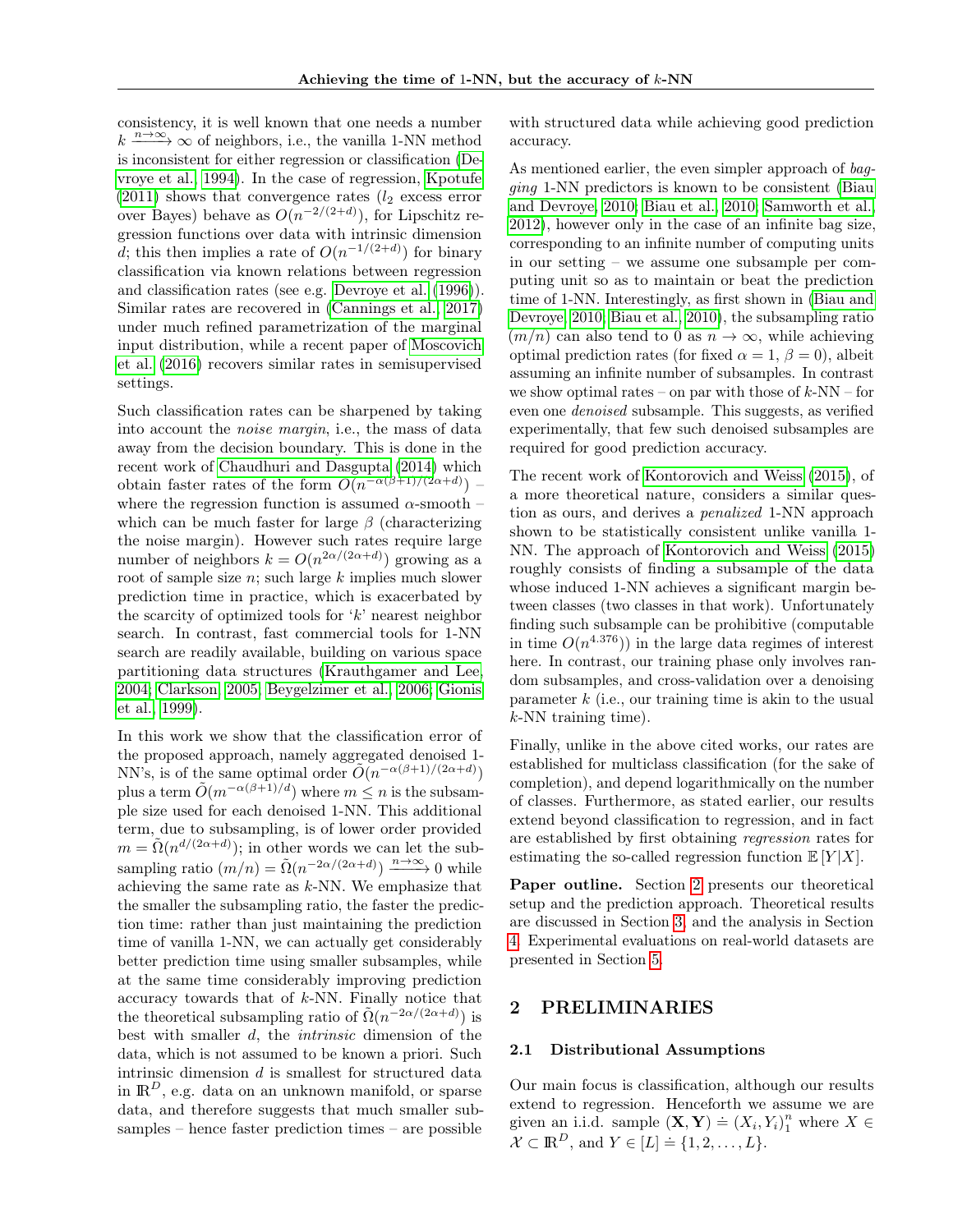consistency, it is well known that one needs a number $k \xrightarrow{n\to\infty} \infty$ of neighbors, i.e., the vanilla 1-NN method is inconsistent for either regression or classification (Devroye et al., 1994). In the case of regression, Kpotufe (2011) shows that convergence rates ($l_2$ excess error over Bayes) behave as $O(n^{-2/(2+d)})$, for Lipschitz regression functions over data with intrinsic dimension $d$; this then implies a rate of $O(n^{-1/(2+d)})$ for binary classification via known relations between regression and classification rates (see e.g. Devroye et al. (1996)). Similar rates are recovered in (Cannings et al., 2017) under much refined parametrization of the marginal input distribution, while a recent paper of Moscovich et al. (2016) recovers similar rates in semisupervised settings.

Such classification rates can be sharpened by taking into account the *noise margin*, i.e., the mass of data away from the decision boundary. This is done in the recent work of Chaudhuri and Dasgupta (2014) which obtain faster rates of the form $O(n^{-\alpha(\beta+1)/(2\alpha+d)})$ – where the regression function is assumed $\alpha$-smooth – which can be much faster for large $\beta$ (characterizing the noise margin). However such rates require large number of neighbors $k = O(n^{2\alpha/(2\alpha+d)})$ growing as a root of sample size $n$; such large $k$ implies much slower prediction time in practice, which is exacerbated by the scarcity of optimized tools for '$k$' nearest neighbor search. In contrast, fast commercial tools for 1-NN search are readily available, building on various space partitioning data structures (Krauthgamer and Lee, 2004; Clarkson, 2005; Beygelzimer et al., 2006; Gionis et al., 1999).

In this work we show that the classification error of the proposed approach, namely aggregated denoised 1-NN's, is of the same optimal order $\tilde{O}(n^{-\alpha(\beta+1)/(2\alpha+d)})$ plus a term $\tilde{O}(m^{-\alpha(\beta+1)/d})$ where $m \leq n$ is the subsample size used for each denoised 1-NN. This additional term, due to subsampling, is of lower order provided $m = \tilde{\Omega}(n^{d/(2\alpha+d)})$; in other words we can let the subsampling ratio $(m/n) = \tilde{\Omega}(n^{-2\alpha/(2\alpha+d)}) \xrightarrow{n\to\infty} 0$ while achieving the same rate as $k$-NN. We emphasize that the smaller the subsampling ratio, the faster the prediction time: rather than just maintaining the prediction time of vanilla 1-NN, we can actually get considerably better prediction time using smaller subsamples, while at the same time considerably improving prediction accuracy towards that of $k$-NN. Finally notice that the theoretical subsampling ratio of $\tilde{\Omega}(n^{-2\alpha/(2\alpha+d)})$ is best with smaller $d$, the *intrinsic* dimension of the data, which is not assumed to be known a priori. Such intrinsic dimension $d$ is smallest for structured data in $\mathbb{R}^D$, e.g. data on an unknown manifold, or sparse data, and therefore suggests that much smaller subsamples – hence faster prediction times – are possible with structured data while achieving good prediction accuracy.

As mentioned earlier, the even simpler approach of *bagging* 1-NN predictors is known to be consistent (Biau and Devroye, 2010; Biau et al., 2010; Samworth et al., 2012), however only in the case of an infinite bag size, corresponding to an infinite number of computing units in our setting – we assume one subsample per computing unit so as to maintain or beat the prediction time of 1-NN. Interestingly, as first shown in (Biau and Devroye, 2010; Biau et al., 2010), the subsampling ratio $(m/n)$ can also tend to 0 as $n \to \infty$, while achieving optimal prediction rates (for fixed $\alpha = 1$, $\beta = 0$), albeit assuming an infinite number of subsamples. In contrast we show optimal rates – on par with those of $k$-NN – for even one *denoised* subsample. This suggests, as verified experimentally, that few such denoised subsamples are required for good prediction accuracy.

The recent work of Kontorovich and Weiss (2015), of a more theoretical nature, considers a similar question as ours, and derives a *penalized* 1-NN approach shown to be statistically consistent unlike vanilla 1-NN. The approach of Kontorovich and Weiss (2015) roughly consists of finding a subsample of the data whose induced 1-NN achieves a significant margin between classes (two classes in that work). Unfortunately finding such subsample can be prohibitive (computable in time $O(n^{4.376})$) in the large data regimes of interest here. In contrast, our training phase only involves random subsamples, and cross-validation over a denoising parameter $k$ (i.e., our training time is akin to the usual $k$-NN training time).

Finally, unlike in the above cited works, our rates are established for multiclass classification (for the sake of completion), and depend logarithmically on the number of classes. Furthermore, as stated earlier, our results extend beyond classification to regression, and in fact are established by first obtaining *regression* rates for estimating the so-called regression function $\mathbb{E}[Y|X]$.

**Paper outline.** Section 2 presents our theoretical setup and the prediction approach. Theoretical results are discussed in Section 3, and the analysis in Section 4. Experimental evaluations on real-world datasets are presented in Section 5.

## 2 PRELIMINARIES

### 2.1 Distributional Assumptions

Our main focus is classification, although our results extend to regression. Henceforth we assume we are given an i.i.d. sample $(\mathbf{X}, \mathbf{Y}) \doteq (X_i, Y_i)_1^n$ where $X \in \mathcal{X} \subset \mathbb{R}^D$, and $Y \in [L] \doteq \{1, 2, \ldots, L\}$.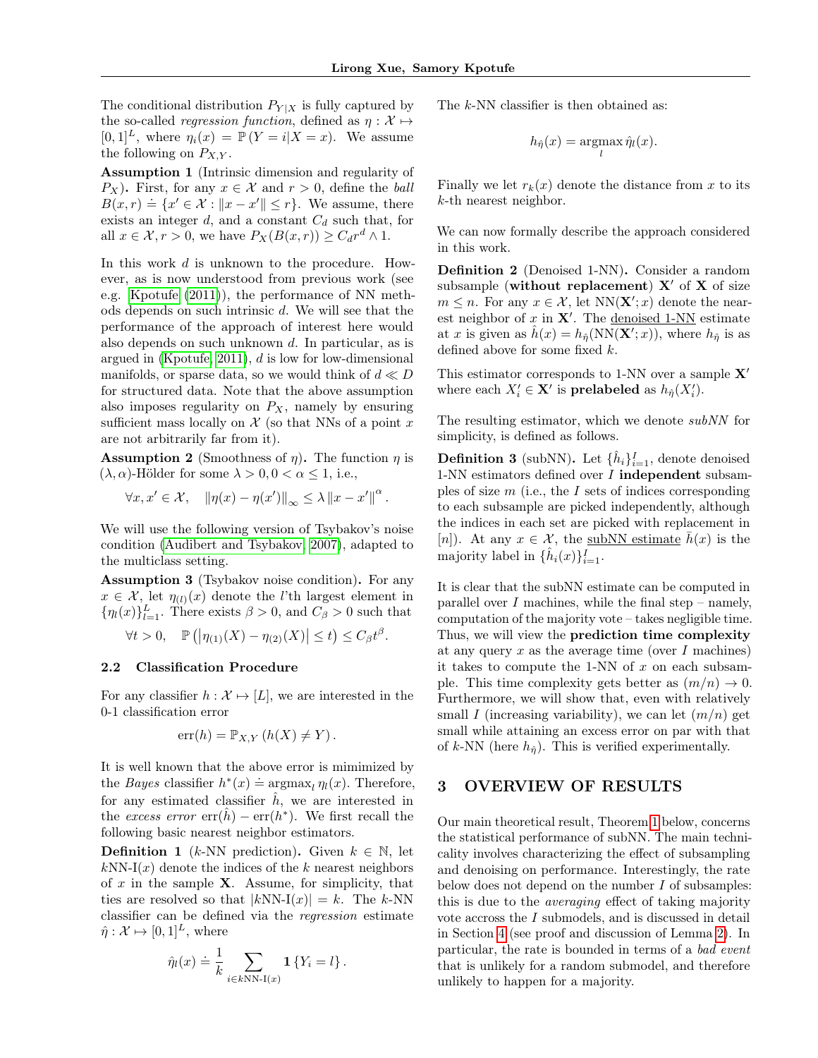The conditional distribution $P_{Y|X}$ is fully captured by the so-called *regression function*, defined as $\eta : \mathcal{X} \mapsto [0,1]^L$, where $\eta_i(x) = \mathbb{P}(Y = i|X = x)$. We assume the following on $P_{X,Y}$.

**Assumption 1** (Intrinsic dimension and regularity of $P_X$)**.** First, for any $x \in \mathcal{X}$ and $r > 0$, define the *ball* $B(x,r) \doteq \{x' \in \mathcal{X} : \|x - x'\| \leq r\}$. We assume, there exists an integer $d$, and a constant $C_d$ such that, for all $x \in \mathcal{X}, r > 0$, we have $P_X(B(x,r)) \geq C_d r^d \wedge 1$.

In this work $d$ is unknown to the procedure. However, as is now understood from previous work (see e.g. Kpotufe (2011)), the performance of NN methods depends on such intrinsic $d$. We will see that the performance of the approach of interest here would also depends on such unknown $d$. In particular, as is argued in (Kpotufe, 2011), $d$ is low for low-dimensional manifolds, or sparse data, so we would think of $d \ll D$ for structured data. Note that the above assumption also imposes regularity on $P_X$, namely by ensuring sufficient mass locally on $\mathcal{X}$ (so that NNs of a point $x$ are not arbitrarily far from it).

**Assumption 2** (Smoothness of $\eta$)**.** The function $\eta$ is $(\lambda, \alpha)$-Hölder for some $\lambda > 0, 0 < \alpha \leq 1$, i.e.,

$$\forall x, x' \in \mathcal{X}, \quad \|\eta(x) - \eta(x')\|_\infty \leq \lambda \|x - x'\|^\alpha.$$

We will use the following version of Tsybakov's noise condition (Audibert and Tsybakov, 2007), adapted to the multiclass setting.

**Assumption 3** (Tsybakov noise condition)**.** For any $x \in \mathcal{X}$, let $\eta_{(l)}(x)$ denote the $l$'th largest element in $\{\eta_l(x)\}_{l=1}^L$. There exists $\beta > 0$, and $C_\beta > 0$ such that

$$\forall t > 0, \quad \mathbb{P}\left(\left|\eta_{(1)}(X) - \eta_{(2)}(X)\right| \leq t\right) \leq C_\beta t^\beta.$$

### 2.2 Classification Procedure

For any classifier $h : \mathcal{X} \mapsto [L]$, we are interested in the 0-1 classification error

$$\mathrm{err}(h) = \mathbb{P}_{X,Y}\left(h(X) \neq Y\right).$$

It is well known that the above error is mimimized by the *Bayes* classifier $h^*(x) \doteq \operatorname{argmax}_l \eta_l(x)$. Therefore, for any estimated classifier $\hat{h}$, we are interested in the *excess error* $\mathrm{err}(\hat{h}) - \mathrm{err}(h^*)$. We first recall the following basic nearest neighbor estimators.

**Definition 1** ($k$-NN prediction)**.** Given $k \in \mathbb{N}$, let $k$NN-I$(x)$ denote the indices of the $k$ nearest neighbors of $x$ in the sample $\mathbf{X}$. Assume, for simplicity, that ties are resolved so that $|k\text{NN-I}(x)| = k$. The $k$-NN classifier can be defined via the *regression* estimate $\hat{\eta} : \mathcal{X} \mapsto [0,1]^L$, where

$$\hat{\eta}_l(x) \doteq \frac{1}{k} \sum_{i \in k\text{NN-I}(x)} \mathbf{1}\{Y_i = l\}.$$

The $k$-NN classifier is then obtained as:

$$h_{\hat{\eta}}(x) = \operatorname*{argmax}_l \hat{\eta}_l(x).$$

Finally we let $r_k(x)$ denote the distance from $x$ to its $k$-th nearest neighbor.

We can now formally describe the approach considered in this work.

**Definition 2** (Denoised 1-NN)**.** Consider a random subsample (**without replacement**) $\mathbf{X}'$ of $\mathbf{X}$ of size $m \leq n$. For any $x \in \mathcal{X}$, let $\mathrm{NN}(\mathbf{X}'; x)$ denote the nearest neighbor of $x$ in $\mathbf{X}'$. The <u>denoised 1-NN</u> estimate at $x$ is given as $\hat{h}(x) = h_{\hat{\eta}}(\mathrm{NN}(\mathbf{X}'; x))$, where $h_{\hat{\eta}}$ is as defined above for some fixed $k$.

This estimator corresponds to 1-NN over a sample $\mathbf{X}'$ where each $X'_i \in \mathbf{X}'$ is **prelabeled** as $h_{\hat{\eta}}(X'_i)$.

The resulting estimator, which we denote *subNN* for simplicity, is defined as follows.

**Definition 3** (subNN)**.** Let $\{\hat{h}_i\}_{i=1}^I$, denote denoised 1-NN estimators defined over $I$ **independent** subsamples of size $m$ (i.e., the $I$ sets of indices corresponding to each subsample are picked independently, although the indices in each set are picked with replacement in $[n]$). At any $x \in \mathcal{X}$, the <u>subNN estimate</u> $\bar{h}(x)$ is the majority label in $\{\hat{h}_i(x)\}_{i=1}^I$.

It is clear that the subNN estimate can be computed in parallel over $I$ machines, while the final step – namely, computation of the majority vote – takes negligible time. Thus, we will view the **prediction time complexity** at any query $x$ as the average time (over $I$ machines) it takes to compute the 1-NN of $x$ on each subsample. This time complexity gets better as $(m/n) \to 0$. Furthermore, we will show that, even with relatively small $I$ (increasing variability), we can let $(m/n)$ get small while attaining an excess error on par with that of $k$-NN (here $h_{\hat{\eta}}$). This is verified experimentally.

## 3 OVERVIEW OF RESULTS

Our main theoretical result, Theorem 1 below, concerns the statistical performance of subNN. The main technicality involves characterizing the effect of subsampling and denoising on performance. Interestingly, the rate below does not depend on the number $I$ of subsamples: this is due to the *averaging* effect of taking majority vote accross the $I$ submodels, and is discussed in detail in Section 4 (see proof and discussion of Lemma 2). In particular, the rate is bounded in terms of a *bad event* that is unlikely for a random submodel, and therefore unlikely to happen for a majority.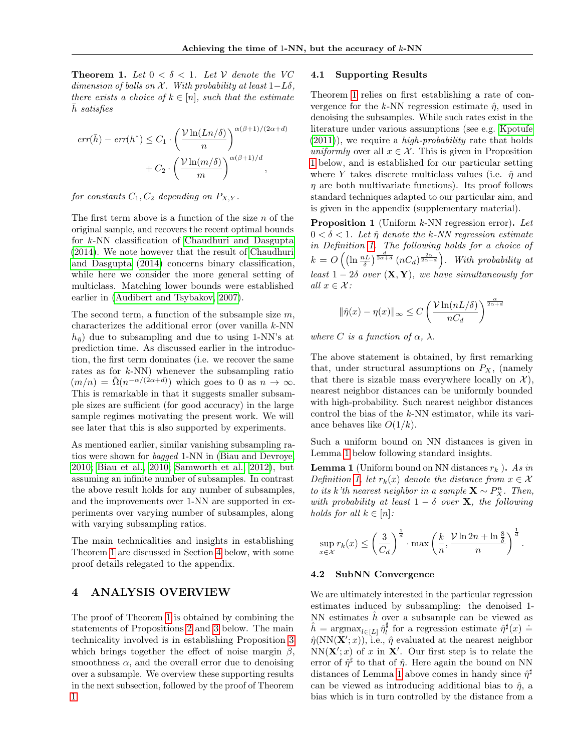**Theorem 1.** *Let $0 < \delta < 1$. Let $\mathcal{V}$ denote the VC dimension of balls on $\mathcal{X}$. With probability at least $1-L\delta$, there exists a choice of $k \in [n]$, such that the estimate $\bar{h}$ satisfies*

$$
err(\bar{h}) - err(h^*) \leq C_1 \cdot \left(\frac{\mathcal{V}\ln(Ln/\delta)}{n}\right)^{\alpha(\beta+1)/(2\alpha+d)} + C_2 \cdot \left(\frac{\mathcal{V}\ln(m/\delta)}{m}\right)^{\alpha(\beta+1)/d},
$$

*for constants $C_1, C_2$ depending on $P_{X,Y}$.*

The first term above is a function of the size $n$ of the original sample, and recovers the recent optimal bounds for $k$-NN classification of Chaudhuri and Dasgupta (2014). We note however that the result of Chaudhuri and Dasgupta (2014) concerns binary classification, while here we consider the more general setting of multiclass. Matching lower bounds were established earlier in (Audibert and Tsybakov, 2007).

The second term, a function of the subsample size $m$, characterizes the additional error (over vanilla $k$-NN $h_{\hat{\eta}}$) due to subsampling and due to using 1-NN's at prediction time. As discussed earlier in the introduction, the first term dominates (i.e. we recover the same rates as for $k$-NN) whenever the subsampling ratio $(m/n) = \tilde{\Omega}(n^{-\alpha/(2\alpha+d)})$ which goes to 0 as $n \to \infty$. This is remarkable in that it suggests smaller subsample sizes are sufficient (for good accuracy) in the large sample regimes motivating the present work. We will see later that this is also supported by experiments.

As mentioned earlier, similar vanishing subsampling ratios were shown for *bagged* 1-NN in (Biau and Devroye, 2010; Biau et al., 2010; Samworth et al., 2012), but assuming an infinite number of subsamples. In contrast the above result holds for any number of subsamples, and the improvements over 1-NN are supported in experiments over varying number of subsamples, along with varying subsampling ratios.

The main technicalities and insights in establishing Theorem 1 are discussed in Section 4 below, with some proof details relegated to the appendix.

## 4 ANALYSIS OVERVIEW

The proof of Theorem 1 is obtained by combining the statements of Propositions 2 and 3 below. The main technicality involved is in establishing Proposition 3 which brings together the effect of noise margin $\beta$, smoothness $\alpha$, and the overall error due to denoising over a subsample. We overview these supporting results in the next subsection, followed by the proof of Theorem 1.

### 4.1 Supporting Results

Theorem 1 relies on first establishing a rate of convergence for the $k$-NN regression estimate $\hat{\eta}$, used in denoising the subsamples. While such rates exist in the literature under various assumptions (see e.g. Kpotufe (2011)), we require a *high-probability* rate that holds *uniformly* over all $x \in \mathcal{X}$. This is given in Proposition 1 below, and is established for our particular setting where $Y$ takes discrete multiclass values (i.e. $\hat{\eta}$ and $\eta$ are both multivariate functions). Its proof follows standard techniques adapted to our particular aim, and is given in the appendix (supplementary material).

**Proposition 1** (Uniform $k$-NN regression error)**.** *Let $0 < \delta < 1$. Let $\hat{\eta}$ denote the $k$-NN regression estimate in Definition 1. The following holds for a choice of $k = O\left(\left(\ln \frac{nL}{\delta}\right)^{\frac{d}{2\alpha+d}} (nC_d)^{\frac{2\alpha}{2\alpha+d}}\right)$. With probability at least $1-2\delta$ over $(\mathbf{X}, \mathbf{Y})$, we have simultaneously for all $x \in \mathcal{X}$:*

$$
\|\hat{\eta}(x) - \eta(x)\|_\infty \leq C \left(\frac{\mathcal{V}\ln(nL/\delta)}{nC_d}\right)^{\frac{\alpha}{2\alpha+d}}
$$

*where $C$ is a function of $\alpha$, $\lambda$.*

The above statement is obtained, by first remarking that, under structural assumptions on $P_X$, (namely that there is sizable mass everywhere locally on $\mathcal{X}$), nearest neighbor distances can be uniformly bounded with high-probability. Such nearest neighbor distances control the bias of the $k$-NN estimator, while its variance behaves like $O(1/k)$.

Such a uniform bound on NN distances is given in Lemma 1 below following standard insights.

**Lemma 1** (Uniform bound on NN distances $r_k$ )**.** *As in Definition 1, let $r_k(x)$ denote the distance from $x \in \mathcal{X}$ to its $k$'th nearest neighbor in a sample $\mathbf{X} \sim P_X^n$. Then, with probability at least $1-\delta$ over $\mathbf{X}$, the following holds for all $k \in [n]$:*

$$
\sup_{x\in\mathcal{X}} r_k(x) \leq \left(\frac{3}{C_d}\right)^{\frac{1}{d}} \cdot \max\left(\frac{k}{n}, \frac{\mathcal{V}\ln 2n + \ln\frac{8}{\delta}}{n}\right)^{\frac{1}{d}}.
$$

### 4.2 SubNN Convergence

We are ultimately interested in the particular regression estimates induced by subsampling: the denoised 1-NN estimates $\hat{h}$ over a subsample can be viewed as $\hat{h} = \operatorname{argmax}_{l\in[L]} \hat{\eta}_l^\sharp$ for a regression estimate $\hat{\eta}^\sharp(x) \doteq \hat{\eta}(\text{NN}(\mathbf{X}'; x))$, i.e., $\hat{\eta}$ evaluated at the nearest neighbor $\text{NN}(\mathbf{X}'; x)$ of $x$ in $\mathbf{X}'$. Our first step is to relate the error of $\hat{\eta}^\sharp$ to that of $\hat{\eta}$. Here again the bound on NN distances of Lemma 1 above comes in handy since $\hat{\eta}^\sharp$ can be viewed as introducing additional bias to $\hat{\eta}$, a bias which is in turn controlled by the distance from a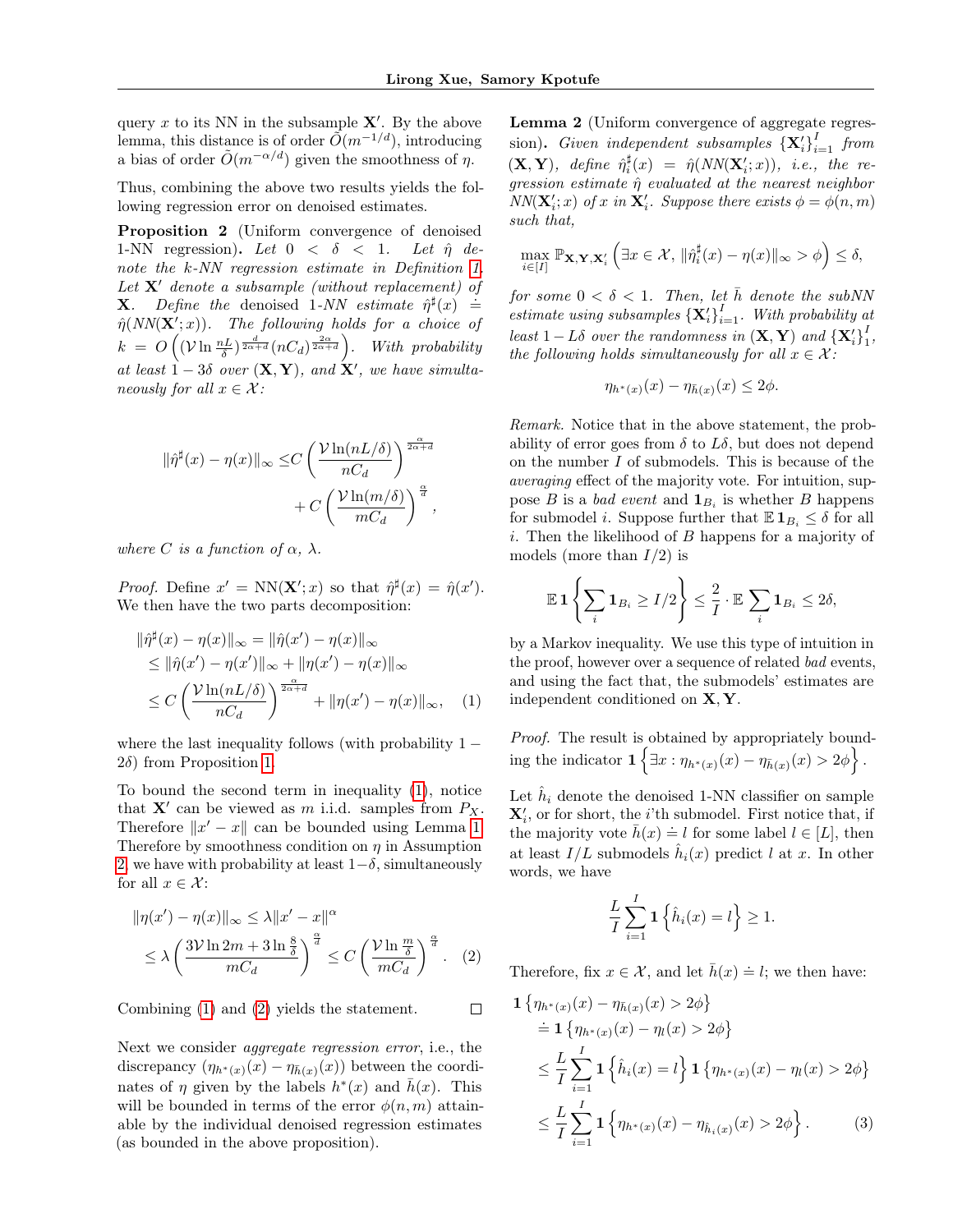query $x$ to its NN in the subsample $\mathbf{X}'$. By the above lemma, this distance is of order $\tilde{O}(m^{-1/d})$, introducing a bias of order $\tilde{O}(m^{-\alpha/d})$ given the smoothness of $\eta$.

Thus, combining the above two results yields the following regression error on denoised estimates.

**Proposition 2** (Uniform convergence of denoised 1-NN regression)**.** *Let $0 < \delta < 1$. Let $\hat{\eta}$ denote the k-NN regression estimate in Definition 1. Let $\mathbf{X}'$ denote a subsample (without replacement) of $\mathbf{X}$. Define the denoised 1-NN estimate $\hat{\eta}^\sharp(x) \doteq \hat{\eta}(NN(\mathbf{X}'; x))$. The following holds for a choice of $k = O\left((\mathcal{V} \ln \frac{nL}{\delta})^{\frac{d}{2\alpha+d}} (nC_d)^{\frac{2\alpha}{2\alpha+d}}\right)$. With probability at least $1 - 3\delta$ over $(\mathbf{X}, \mathbf{Y})$, and $\mathbf{X}'$, we have simultaneously for all $x \in \mathcal{X}$:*

$$\|\hat{\eta}^\sharp(x) - \eta(x)\|_\infty \leq C \left(\frac{\mathcal{V} \ln(nL/\delta)}{nC_d}\right)^{\frac{\alpha}{2\alpha+d}} + C \left(\frac{\mathcal{V} \ln(m/\delta)}{mC_d}\right)^{\frac{\alpha}{d}},$$

*where $C$ is a function of $\alpha$, $\lambda$.*

*Proof.* Define $x' = \mathrm{NN}(\mathbf{X}'; x)$ so that $\hat{\eta}^\sharp(x) = \hat{\eta}(x')$. We then have the two parts decomposition:

$$\begin{aligned}
\|\hat{\eta}^\sharp(x) - \eta(x)\|_\infty &= \|\hat{\eta}(x') - \eta(x)\|_\infty \\
&\leq \|\hat{\eta}(x') - \eta(x')\|_\infty + \|\eta(x') - \eta(x)\|_\infty \\
&\leq C \left(\frac{\mathcal{V} \ln(nL/\delta)}{nC_d}\right)^{\frac{\alpha}{2\alpha+d}} + \|\eta(x') - \eta(x)\|_\infty, \quad (1)
\end{aligned}$$

where the last inequality follows (with probability $1 - 2\delta$) from Proposition 1.

To bound the second term in inequality (1), notice that $\mathbf{X}'$ can be viewed as $m$ i.i.d. samples from $P_X$. Therefore $\|x' - x\|$ can be bounded using Lemma 1. Therefore by smoothness condition on $\eta$ in Assumption 2, we have with probability at least $1-\delta$, simultaneously for all $x \in \mathcal{X}$:

$$\begin{aligned}
\|\eta(x') - \eta(x)\|_\infty &\leq \lambda \|x' - x\|^\alpha \\
&\leq \lambda \left(\frac{3\mathcal{V} \ln 2m + 3 \ln \frac{8}{\delta}}{mC_d}\right)^{\frac{\alpha}{d}} \leq C \left(\frac{\mathcal{V} \ln \frac{m}{\delta}}{mC_d}\right)^{\frac{\alpha}{d}}. \quad (2)
\end{aligned}$$

Combining (1) and (2) yields the statement. $\square$

Next we consider *aggregate regression error*, i.e., the discrepancy $(\eta_{h^*(x)}(x) - \eta_{\bar{h}(x)}(x))$ between the coordinates of $\eta$ given by the labels $h^*(x)$ and $\bar{h}(x)$. This will be bounded in terms of the error $\phi(n, m)$ attainable by the individual denoised regression estimates (as bounded in the above proposition).

**Lemma 2** (Uniform convergence of aggregate regression)**.** *Given independent subsamples $\{\mathbf{X}'_i\}_{i=1}^I$ from $(\mathbf{X}, \mathbf{Y})$, define $\hat{\eta}_i^\sharp(x) = \hat{\eta}(NN(\mathbf{X}'_i; x))$, i.e., the regression estimate $\hat{\eta}$ evaluated at the nearest neighbor $NN(\mathbf{X}'_i; x)$ of $x$ in $\mathbf{X}'_i$. Suppose there exists $\phi = \phi(n, m)$ such that,*

$$\max_{i \in [I]} \mathbb{P}_{\mathbf{X}, \mathbf{Y}, \mathbf{X}'_i} \left(\exists x \in \mathcal{X}, \|\hat{\eta}_i^\sharp(x) - \eta(x)\|_\infty > \phi\right) \leq \delta,$$

*for some $0 < \delta < 1$. Then, let $\bar{h}$ denote the subNN estimate using subsamples $\{\mathbf{X}'_i\}_{i=1}^I$. With probability at least $1 - L\delta$ over the randomness in $(\mathbf{X}, \mathbf{Y})$ and $\{\mathbf{X}'_i\}_1^I$, the following holds simultaneously for all $x \in \mathcal{X}$:*

$$\eta_{h^*(x)}(x) - \eta_{\bar{h}(x)}(x) \leq 2\phi.$$

*Remark.* Notice that in the above statement, the probability of error goes from $\delta$ to $L\delta$, but does not depend on the number $I$ of submodels. This is because of the *averaging* effect of the majority vote. For intuition, suppose $B$ is a *bad event* and $\mathbf{1}_{B_i}$ is whether $B$ happens for submodel $i$. Suppose further that $\mathbb{E}\, \mathbf{1}_{B_i} \leq \delta$ for all $i$. Then the likelihood of $B$ happens for a majority of models (more than $I/2$) is

$$\mathbb{E}\, \mathbf{1}\left\{\sum_i \mathbf{1}_{B_i} \geq I/2\right\} \leq \frac{2}{I} \cdot \mathbb{E} \sum_i \mathbf{1}_{B_i} \leq 2\delta,$$

by a Markov inequality. We use this type of intuition in the proof, however over a sequence of related *bad* events, and using the fact that, the submodels' estimates are independent conditioned on $\mathbf{X}, \mathbf{Y}$.

*Proof.* The result is obtained by appropriately bounding the indicator $\mathbf{1}\left\{\exists x : \eta_{h^*(x)}(x) - \eta_{\bar{h}(x)}(x) > 2\phi\right\}$.

Let $\hat{h}_i$ denote the denoised 1-NN classifier on sample $\mathbf{X}'_i$, or for short, the $i$'th submodel. First notice that, if the majority vote $\bar{h}(x) \doteq l$ for some label $l \in [L]$, then at least $I/L$ submodels $\hat{h}_i(x)$ predict $l$ at $x$. In other words, we have

$$\frac{L}{I} \sum_{i=1}^I \mathbf{1}\left\{\hat{h}_i(x) = l\right\} \geq 1.$$

Therefore, fix $x \in \mathcal{X}$, and let $\bar{h}(x) \doteq l$; we then have:

$$\begin{aligned}
&\mathbf{1}\left\{\eta_{h^*(x)}(x) - \eta_{\bar{h}(x)}(x) > 2\phi\right\} \\
&\quad \doteq \mathbf{1}\left\{\eta_{h^*(x)}(x) - \eta_l(x) > 2\phi\right\} \\
&\quad \leq \frac{L}{I} \sum_{i=1}^I \mathbf{1}\left\{\hat{h}_i(x) = l\right\} \mathbf{1}\left\{\eta_{h^*(x)}(x) - \eta_l(x) > 2\phi\right\} \\
&\quad \leq \frac{L}{I} \sum_{i=1}^I \mathbf{1}\left\{\eta_{h^*(x)}(x) - \eta_{\hat{h}_i(x)}(x) > 2\phi\right\}. \quad (3)
\end{aligned}$$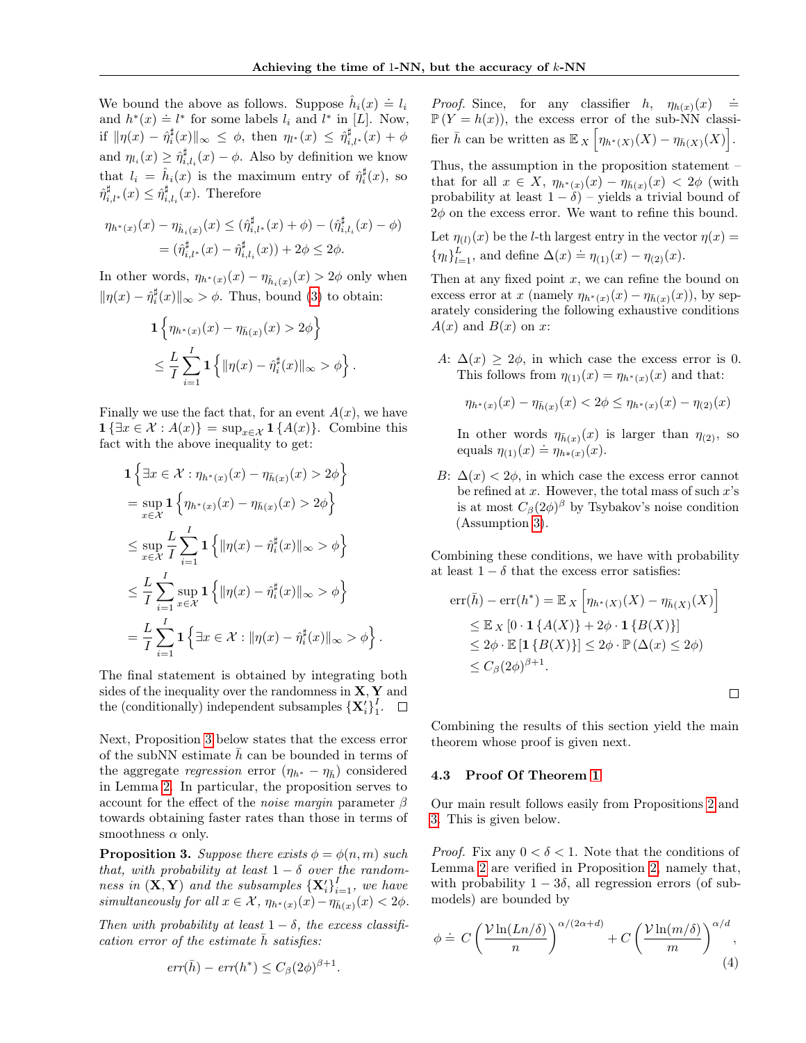We bound the above as follows. Suppose $\hat{h}_i(x) \doteq l_i$ and $h^*(x) \doteq l^*$ for some labels $l_i$ and $l^*$ in $[L]$. Now, if $\|\eta(x) - \hat{\eta}_i^\sharp(x)\|_\infty \leq \phi$, then $\eta_{l^*}(x) \leq \hat{\eta}_{i,l^*}^\sharp(x) + \phi$ and $\eta_{l_i}(x) \geq \hat{\eta}_{i,l_i}^\sharp(x) - \phi$. Also by definition we know that $l_i = \hat{h}_i(x)$ is the maximum entry of $\hat{\eta}_i^\sharp(x)$, so $\hat{\eta}_{i,l^*}^\sharp(x) \leq \hat{\eta}_{i,l_i}^\sharp(x)$. Therefore

$$\begin{aligned}
\eta_{h^*(x)}(x) - \eta_{\hat{h}_i(x)}(x) &\leq (\hat{\eta}_{i,l^*}^\sharp(x) + \phi) - (\hat{\eta}_{i,l_i}^\sharp(x) - \phi) \\
&= (\hat{\eta}_{i,l^*}^\sharp(x) - \hat{\eta}_{i,l_i}^\sharp(x)) + 2\phi \leq 2\phi.
\end{aligned}$$

In other words, $\eta_{h^*(x)}(x) - \eta_{\hat{h}_i(x)}(x) > 2\phi$ only when $\|\eta(x) - \hat{\eta}_i^\sharp(x)\|_\infty > \phi$. Thus, bound (3) to obtain:

$$\begin{aligned}
&\mathbf{1}\left\{\eta_{h^*(x)}(x) - \eta_{\bar{h}(x)}(x) > 2\phi\right\} \\
&\leq \frac{L}{I}\sum_{i=1}^{I} \mathbf{1}\left\{\|\eta(x) - \hat{\eta}_i^\sharp(x)\|_\infty > \phi\right\}.
\end{aligned}$$

Finally we use the fact that, for an event $A(x)$, we have $\mathbf{1}\{\exists x \in \mathcal{X} : A(x)\} = \sup_{x\in\mathcal{X}} \mathbf{1}\{A(x)\}$. Combine this fact with the above inequality to get:

$$\begin{aligned}
&\mathbf{1}\left\{\exists x \in \mathcal{X} : \eta_{h^*(x)}(x) - \eta_{\bar{h}(x)}(x) > 2\phi\right\} \\
&= \sup_{x\in\mathcal{X}} \mathbf{1}\left\{\eta_{h^*(x)}(x) - \eta_{\bar{h}(x)}(x) > 2\phi\right\} \\
&\leq \sup_{x\in\mathcal{X}} \frac{L}{I}\sum_{i=1}^{I} \mathbf{1}\left\{\|\eta(x) - \hat{\eta}_i^\sharp(x)\|_\infty > \phi\right\} \\
&\leq \frac{L}{I}\sum_{i=1}^{I} \sup_{x\in\mathcal{X}} \mathbf{1}\left\{\|\eta(x) - \hat{\eta}_i^\sharp(x)\|_\infty > \phi\right\} \\
&= \frac{L}{I}\sum_{i=1}^{I} \mathbf{1}\left\{\exists x \in \mathcal{X} : \|\eta(x) - \hat{\eta}_i^\sharp(x)\|_\infty > \phi\right\}.
\end{aligned}$$

The final statement is obtained by integrating both sides of the inequality over the randomness in $\mathbf{X}, \mathbf{Y}$ and the (conditionally) independent subsamples $\{\mathbf{X}'_i\}_1^I$. ☐

Next, Proposition 3 below states that the excess error of the subNN estimate $\bar{h}$ can be bounded in terms of the aggregate *regression* error ($\eta_{h^*} - \eta_{\bar{h}}$) considered in Lemma 2. In particular, the proposition serves to account for the effect of the *noise margin* parameter $\beta$ towards obtaining faster rates than those in terms of smoothness $\alpha$ only.

**Proposition 3.** *Suppose there exists $\phi = \phi(n, m)$ such that, with probability at least $1 - \delta$ over the randomness in $(\mathbf{X}, \mathbf{Y})$ and the subsamples $\{\mathbf{X}'_i\}_{i=1}^I$, we have simultaneously for all $x \in \mathcal{X}$, $\eta_{h^*(x)}(x) - \eta_{\bar{h}(x)}(x) < 2\phi$.*

*Then with probability at least $1 - \delta$, the excess classification error of the estimate $\bar{h}$ satisfies:*

$$err(\bar{h}) - err(h^*) \leq C_\beta (2\phi)^{\beta+1}.$$

*Proof.* Since, for any classifier $h$, $\eta_{h(x)}(x) \doteq \mathbb{P}(Y = h(x))$, the excess error of the sub-NN classifier $\bar{h}$ can be written as $\mathbb{E}_X\left[\eta_{h^*(X)}(X) - \eta_{\bar{h}(X)}(X)\right]$.

Thus, the assumption in the proposition statement – that for all $x \in X$, $\eta_{h^*(x)}(x) - \eta_{\bar{h}(x)}(x) < 2\phi$ (with probability at least $1 - \delta$) – yields a trivial bound of $2\phi$ on the excess error. We want to refine this bound.

Let $\eta_{(l)}(x)$ be the $l$-th largest entry in the vector $\eta(x) = \{\eta_l\}_{l=1}^L$, and define $\Delta(x) \doteq \eta_{(1)}(x) - \eta_{(2)}(x)$.

Then at any fixed point $x$, we can refine the bound on excess error at $x$ (namely $\eta_{h^*(x)}(x) - \eta_{\bar{h}(x)}(x)$), by separately considering the following exhaustive conditions $A(x)$ and $B(x)$ on $x$:

- $A$: $\Delta(x) \geq 2\phi$, in which case the excess error is 0. This follows from $\eta_{(1)}(x) = \eta_{h^*(x)}(x)$ and that:

  $$\eta_{h^*(x)}(x) - \eta_{\bar{h}(x)}(x) < 2\phi \leq \eta_{h^*(x)}(x) - \eta_{(2)}(x)$$

  In other words $\eta_{\bar{h}(x)}(x)$ is larger than $\eta_{(2)}$, so equals $\eta_{(1)}(x) \doteq \eta_{h*(x)}(x)$.

- $B$: $\Delta(x) < 2\phi$, in which case the excess error cannot be refined at $x$. However, the total mass of such $x$'s is at most $C_\beta(2\phi)^\beta$ by Tsybakov's noise condition (Assumption 3).

Combining these conditions, we have with probability at least $1 - \delta$ that the excess error satisfies:

$$\begin{aligned}
\mathrm{err}(\bar{h}) - \mathrm{err}(h^*) &= \mathbb{E}_X\left[\eta_{h^*(X)}(X) - \eta_{\bar{h}(X)}(X)\right] \\
&\leq \mathbb{E}_X\left[0 \cdot \mathbf{1}\{A(X)\} + 2\phi \cdot \mathbf{1}\{B(X)\}\right] \\
&\leq 2\phi \cdot \mathbb{E}\left[\mathbf{1}\{B(X)\}\right] \leq 2\phi \cdot \mathbb{P}\left(\Delta(x) \leq 2\phi\right) \\
&\leq C_\beta(2\phi)^{\beta+1}.
\end{aligned}$$

☐

Combining the results of this section yield the main theorem whose proof is given next.

### 4.3 Proof Of Theorem 1

Our main result follows easily from Propositions 2 and 3. This is given below.

*Proof.* Fix any $0 < \delta < 1$. Note that the conditions of Lemma 2 are verified in Proposition 2, namely that, with probability $1 - 3\delta$, all regression errors (of sub-models) are bounded by

$$\phi \doteq C\left(\frac{\mathcal{V}\ln(Ln/\delta)}{n}\right)^{\alpha/(2\alpha+d)} + C\left(\frac{\mathcal{V}\ln(m/\delta)}{m}\right)^{\alpha/d}, \tag{4}$$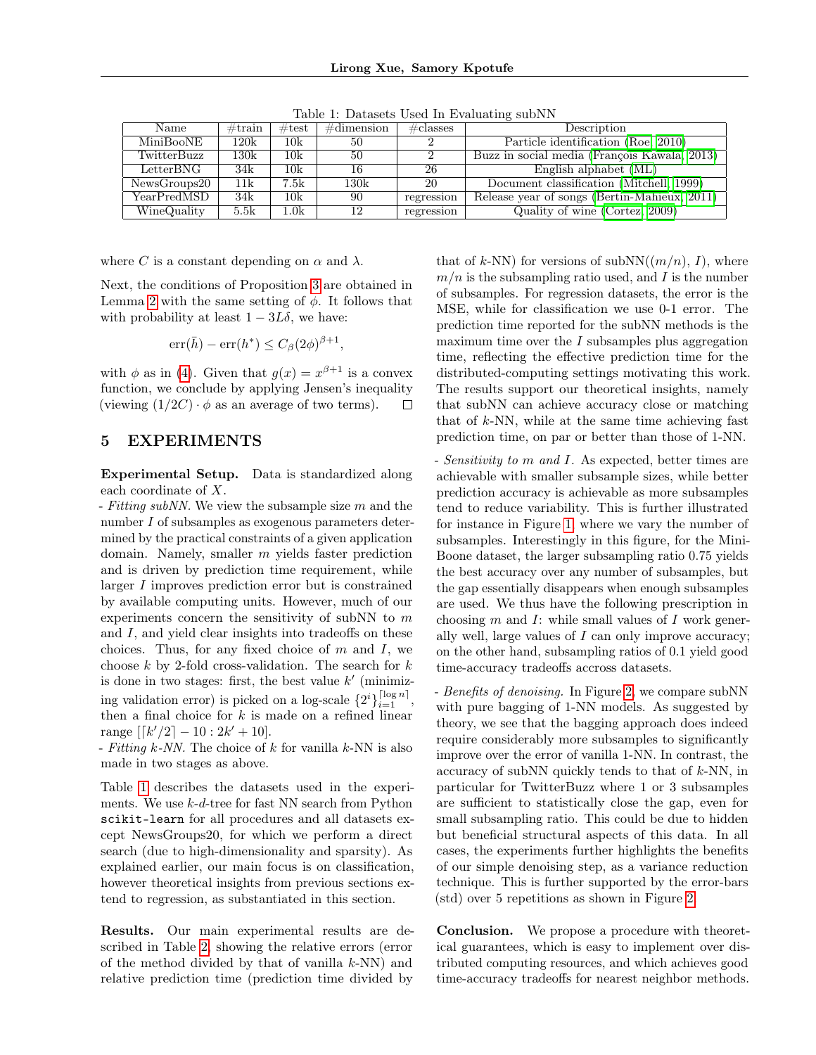Table 1: Datasets Used In Evaluating subNN

| Name | #train | #test | #dimension | #classes | Description |
|---|---|---|---|---|---|
| MiniBooNE | 120k | 10k | 50 | 2 | Particle identification (Roe, 2010) |
| TwitterBuzz | 130k | 10k | 50 | 2 | Buzz in social media (François Kawala, 2013) |
| LetterBNG | 34k | 10k | 16 | 26 | English alphabet (ML) |
| NewsGroups20 | 11k | 7.5k | 130k | 20 | Document classification (Mitchell, 1999) |
| YearPredMSD | 34k | 10k | 90 | regression | Release year of songs (Bertin-Mahieux, 2011) |
| WineQuality | 5.5k | 1.0k | 12 | regression | Quality of wine (Cortez, 2009) |

where $C$ is a constant depending on $\alpha$ and $\lambda$.

Next, the conditions of Proposition 3 are obtained in Lemma 2 with the same setting of $\phi$. It follows that with probability at least $1 - 3L\delta$, we have:

$$\text{err}(\bar{h}) - \text{err}(h^*) \leq C_\beta (2\phi)^{\beta+1},$$

with $\phi$ as in (4). Given that $g(x) = x^{\beta+1}$ is a convex function, we conclude by applying Jensen's inequality (viewing $(1/2C) \cdot \phi$ as an average of two terms). $\square$

## 5 EXPERIMENTS

**Experimental Setup.** Data is standardized along each coordinate of $X$.

- *Fitting subNN.* We view the subsample size $m$ and the number $I$ of subsamples as exogenous parameters determined by the practical constraints of a given application domain. Namely, smaller $m$ yields faster prediction and is driven by prediction time requirement, while larger $I$ improves prediction error but is constrained by available computing units. However, much of our experiments concern the sensitivity of subNN to $m$ and $I$, and yield clear insights into tradeoffs on these choices. Thus, for any fixed choice of $m$ and $I$, we choose $k$ by 2-fold cross-validation. The search for $k$ is done in two stages: first, the best value $k'$ (minimizing validation error) is picked on a log-scale $\{2^i\}_{i=1}^{\lceil \log n \rceil}$, then a final choice for $k$ is made on a refined linear range $[\lceil k'/2 \rceil - 10 : 2k' + 10]$.

- *Fitting k-NN.* The choice of $k$ for vanilla $k$-NN is also made in two stages as above.

Table 1 describes the datasets used in the experiments. We use $k$-$d$-tree for fast NN search from Python `scikit-learn` for all procedures and all datasets except NewsGroups20, for which we perform a direct search (due to high-dimensionality and sparsity). As explained earlier, our main focus is on classification, however theoretical insights from previous sections extend to regression, as substantiated in this section.

**Results.** Our main experimental results are described in Table 2, showing the relative errors (error of the method divided by that of vanilla $k$-NN) and relative prediction time (prediction time divided by that of $k$-NN) for versions of subNN($(m/n)$, $I$), where $m/n$ is the subsampling ratio used, and $I$ is the number of subsamples. For regression datasets, the error is the MSE, while for classification we use 0-1 error. The prediction time reported for the subNN methods is the maximum time over the $I$ subsamples plus aggregation time, reflecting the effective prediction time for the distributed-computing settings motivating this work. The results support our theoretical insights, namely that subNN can achieve accuracy close or matching that of $k$-NN, while at the same time achieving fast prediction time, on par or better than those of 1-NN.

- *Sensitivity to $m$ and $I$.* As expected, better times are achievable with smaller subsample sizes, while better prediction accuracy is achievable as more subsamples tend to reduce variability. This is further illustrated for instance in Figure 1, where we vary the number of subsamples. Interestingly in this figure, for the MiniBoone dataset, the larger subsampling ratio 0.75 yields the best accuracy over any number of subsamples, but the gap essentially disappears when enough subsamples are used. We thus have the following prescription in choosing $m$ and $I$: while small values of $I$ work generally well, large values of $I$ can only improve accuracy; on the other hand, subsampling ratios of 0.1 yield good time-accuracy tradeoffs accross datasets.

- *Benefits of denoising.* In Figure 2, we compare subNN with pure bagging of 1-NN models. As suggested by theory, we see that the bagging approach does indeed require considerably more subsamples to significantly improve over the error of vanilla 1-NN. In contrast, the accuracy of subNN quickly tends to that of $k$-NN, in particular for TwitterBuzz where 1 or 3 subsamples are sufficient to statistically close the gap, even for small subsampling ratio. This could be due to hidden but beneficial structural aspects of this data. In all cases, the experiments further highlights the benefits of our simple denoising step, as a variance reduction technique. This is further supported by the error-bars (std) over 5 repetitions as shown in Figure 2.

**Conclusion.** We propose a procedure with theoretical guarantees, which is easy to implement over distributed computing resources, and which achieves good time-accuracy tradeoffs for nearest neighbor methods.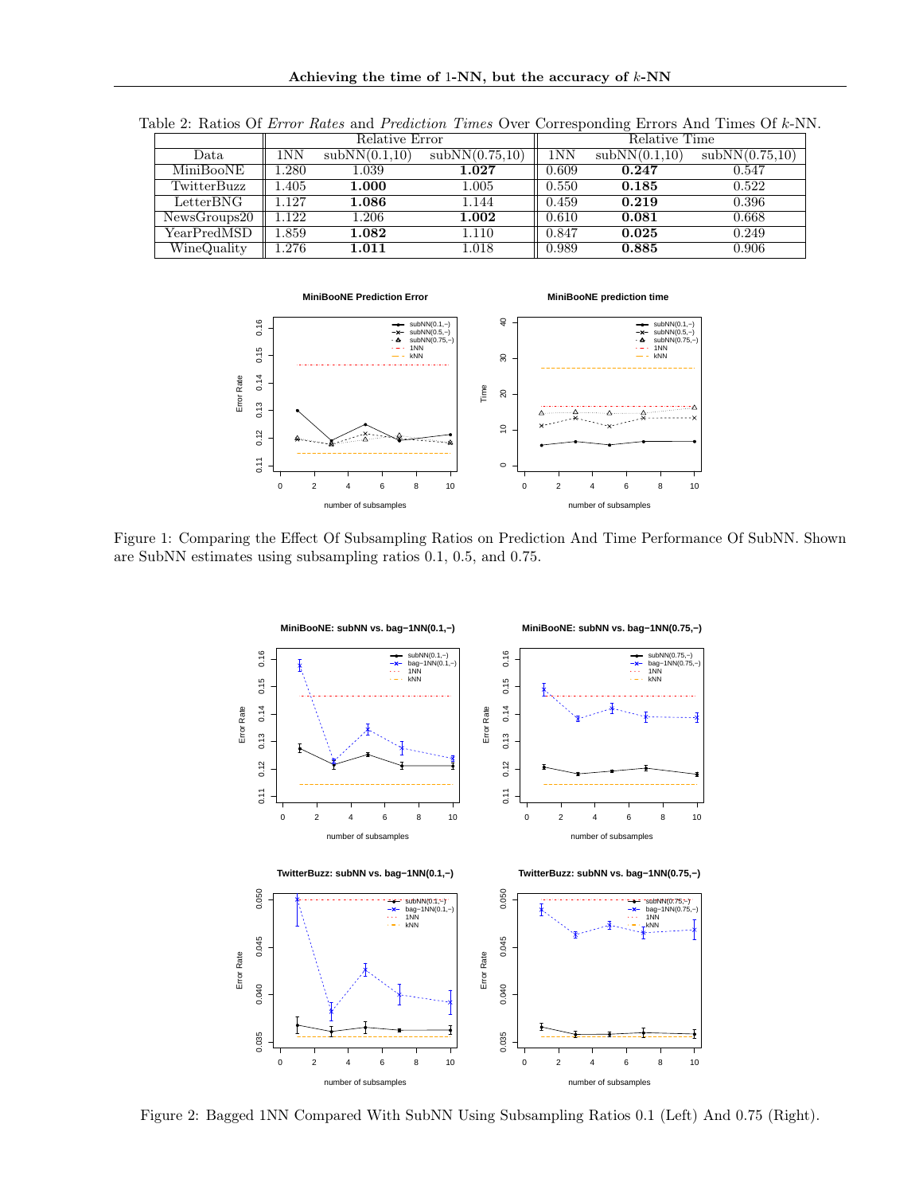Table 2: Ratios Of *Error Rates* and *Prediction Times* Over Corresponding Errors And Times Of $k$-NN.

| | Relative Error | | | Relative Time | | |
|---|---|---|---|---|---|---|
| Data | 1NN | subNN(0.1,10) | subNN(0.75,10) | 1NN | subNN(0.1,10) | subNN(0.75,10) |
| MiniBooNE | 1.280 | 1.039 | **1.027** | 0.609 | **0.247** | 0.547 |
| TwitterBuzz | 1.405 | **1.000** | 1.005 | 0.550 | **0.185** | 0.522 |
| LetterBNG | 1.127 | **1.086** | 1.144 | 0.459 | **0.219** | 0.396 |
| NewsGroups20 | 1.122 | 1.206 | **1.002** | 0.610 | **0.081** | 0.668 |
| YearPredMSD | 1.859 | **1.082** | 1.110 | 0.847 | **0.025** | 0.249 |
| WineQuality | 1.276 | **1.011** | 1.018 | 0.989 | **0.885** | 0.906 |

Figure 1: Comparing the Effect Of Subsampling Ratios on Prediction And Time Performance Of SubNN. Shown are SubNN estimates using subsampling ratios 0.1, 0.5, and 0.75.

Figure 2: Bagged 1NN Compared With SubNN Using Subsampling Ratios 0.1 (Left) And 0.75 (Right).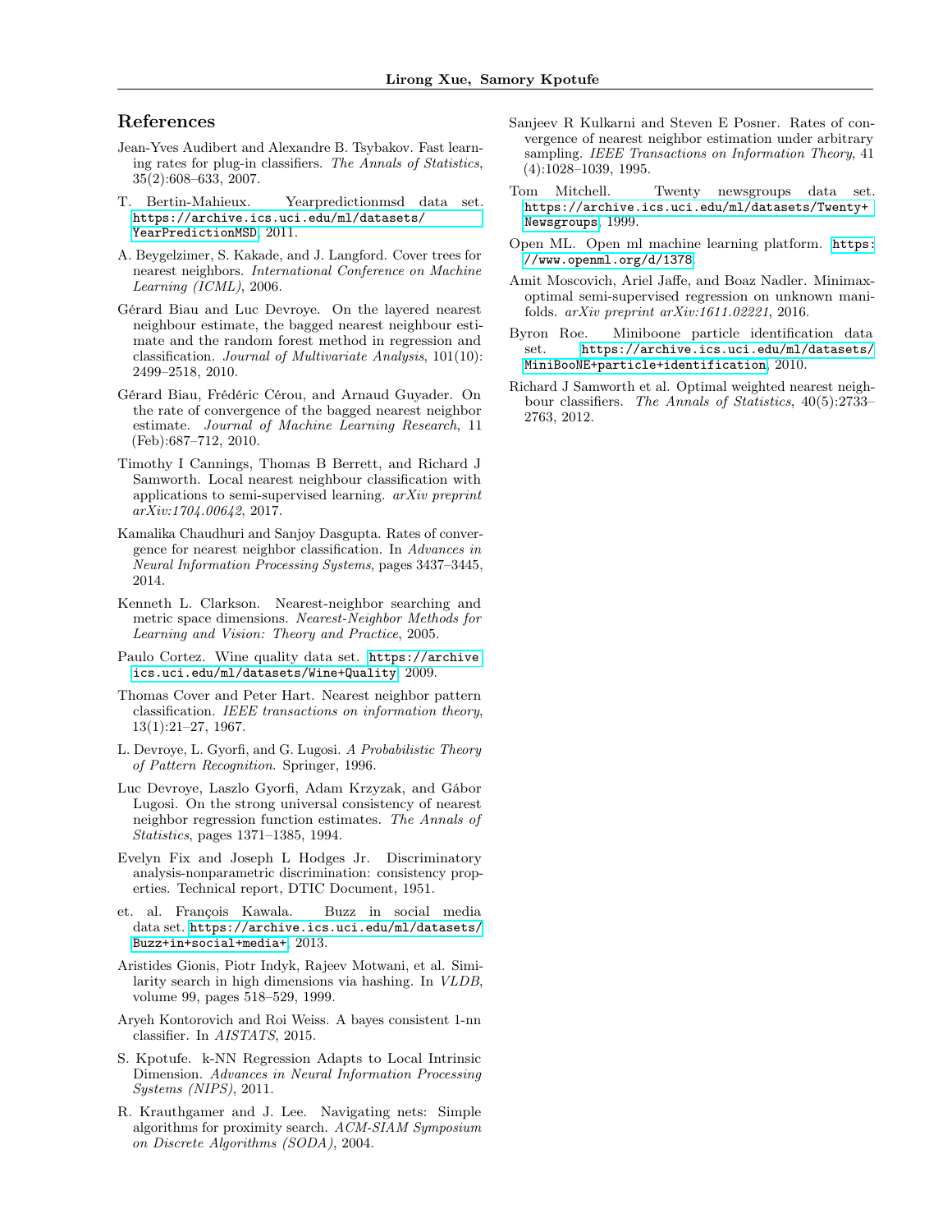## References

Jean-Yves Audibert and Alexandre B. Tsybakov. Fast learning rates for plug-in classifiers. *The Annals of Statistics*, 35(2):608–633, 2007.

T. Bertin-Mahieux. Yearpredictionmsd data set. https://archive.ics.uci.edu/ml/datasets/YearPredictionMSD, 2011.

A. Beygelzimer, S. Kakade, and J. Langford. Cover trees for nearest neighbors. *International Conference on Machine Learning (ICML)*, 2006.

Gérard Biau and Luc Devroye. On the layered nearest neighbour estimate, the bagged nearest neighbour estimate and the random forest method in regression and classification. *Journal of Multivariate Analysis*, 101(10): 2499–2518, 2010.

Gérard Biau, Frédéric Cérou, and Arnaud Guyader. On the rate of convergence of the bagged nearest neighbor estimate. *Journal of Machine Learning Research*, 11 (Feb):687–712, 2010.

Timothy I Cannings, Thomas B Berrett, and Richard J Samworth. Local nearest neighbour classification with applications to semi-supervised learning. *arXiv preprint arXiv:1704.00642*, 2017.

Kamalika Chaudhuri and Sanjoy Dasgupta. Rates of convergence for nearest neighbor classification. In *Advances in Neural Information Processing Systems*, pages 3437–3445, 2014.

Kenneth L. Clarkson. Nearest-neighbor searching and metric space dimensions. *Nearest-Neighbor Methods for Learning and Vision: Theory and Practice*, 2005.

Paulo Cortez. Wine quality data set. https://archive.ics.uci.edu/ml/datasets/Wine+Quality, 2009.

Thomas Cover and Peter Hart. Nearest neighbor pattern classification. *IEEE transactions on information theory*, 13(1):21–27, 1967.

L. Devroye, L. Gyorfi, and G. Lugosi. *A Probabilistic Theory of Pattern Recognition*. Springer, 1996.

Luc Devroye, Laszlo Gyorfi, Adam Krzyzak, and Gábor Lugosi. On the strong universal consistency of nearest neighbor regression function estimates. *The Annals of Statistics*, pages 1371–1385, 1994.

Evelyn Fix and Joseph L Hodges Jr. Discriminatory analysis-nonparametric discrimination: consistency properties. Technical report, DTIC Document, 1951.

et. al. François Kawala. Buzz in social media data set. https://archive.ics.uci.edu/ml/datasets/Buzz+in+social+media+, 2013.

Aristides Gionis, Piotr Indyk, Rajeev Motwani, et al. Similarity search in high dimensions via hashing. In *VLDB*, volume 99, pages 518–529, 1999.

Aryeh Kontorovich and Roi Weiss. A bayes consistent 1-nn classifier. In *AISTATS*, 2015.

S. Kpotufe. k-NN Regression Adapts to Local Intrinsic Dimension. *Advances in Neural Information Processing Systems (NIPS)*, 2011.

R. Krauthgamer and J. Lee. Navigating nets: Simple algorithms for proximity search. *ACM-SIAM Symposium on Discrete Algorithms (SODA)*, 2004.

Sanjeev R Kulkarni and Steven E Posner. Rates of convergence of nearest neighbor estimation under arbitrary sampling. *IEEE Transactions on Information Theory*, 41 (4):1028–1039, 1995.

Tom Mitchell. Twenty newsgroups data set. https://archive.ics.uci.edu/ml/datasets/Twenty+Newsgroups, 1999.

Open ML. Open ml machine learning platform. https://www.openml.org/d/1378.

Amit Moscovich, Ariel Jaffe, and Boaz Nadler. Minimax-optimal semi-supervised regression on unknown manifolds. *arXiv preprint arXiv:1611.02221*, 2016.

Byron Roe. Miniboone particle identification data set. https://archive.ics.uci.edu/ml/datasets/MiniBooNE+particle+identification, 2010.

Richard J Samworth et al. Optimal weighted nearest neighbour classifiers. *The Annals of Statistics*, 40(5):2733–2763, 2012.